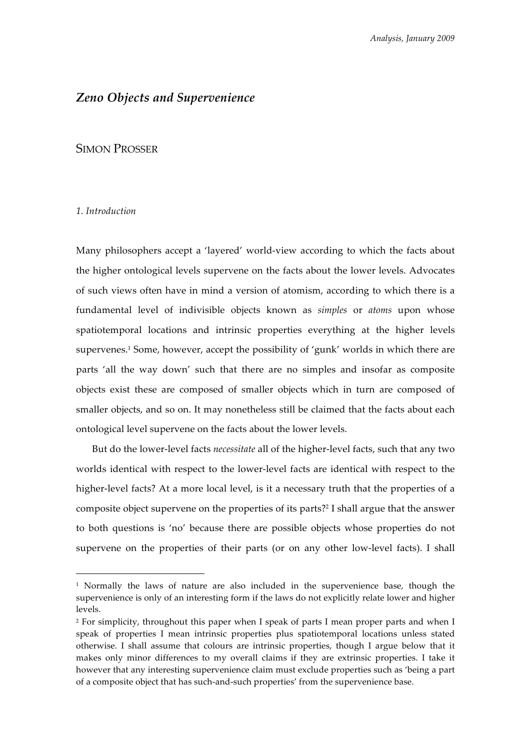# *Zeno Objects and Supervenience*

SIMON PROSSER

## *1. Introduction*

Many philosophers accept a 'layered' world-view according to which the facts about the higher ontological levels supervene on the facts about the lower levels. Advocates of such views often have in mind a version of atomism, according to which there is a fundamental level of indivisible objects known as *simples* or *atoms* upon whose spatiotemporal locations and intrinsic properties everything at the higher levels supervenes.[1] Some, however, accept the possibility of 'gunk' worlds in which there are parts 'all the way down' such that there are no simples and insofar as composite objects exist these are composed of smaller objects which in turn are composed of smaller objects, and so on. It may nonetheless still be claimed that the facts about each ontological level supervene on the facts about the lower levels.

But do the lower-level facts *necessitate* all of the higher-level facts, such that any two worlds identical with respect to the lower-level facts are identical with respect to the higher-level facts? At a more local level, is it a necessary truth that the properties of a composite object supervene on the properties of its parts?[2] I shall argue that the answer to both questions is 'no' because there are possible objects whose properties do not supervene on the properties of their parts (or on any other low-level facts). I shall

---

[1] Normally the laws of nature are also included in the supervenience base, though the supervenience is only of an interesting form if the laws do not explicitly relate lower and higher levels.

[2] For simplicity, throughout this paper when I speak of parts I mean proper parts and when I speak of properties I mean intrinsic properties plus spatiotemporal locations unless stated otherwise. I shall assume that colours are intrinsic properties, though I argue below that it makes only minor differences to my overall claims if they are extrinsic properties. I take it however that any interesting supervenience claim must exclude properties such as 'being a part of a composite object that has such-and-such properties' from the supervenience base.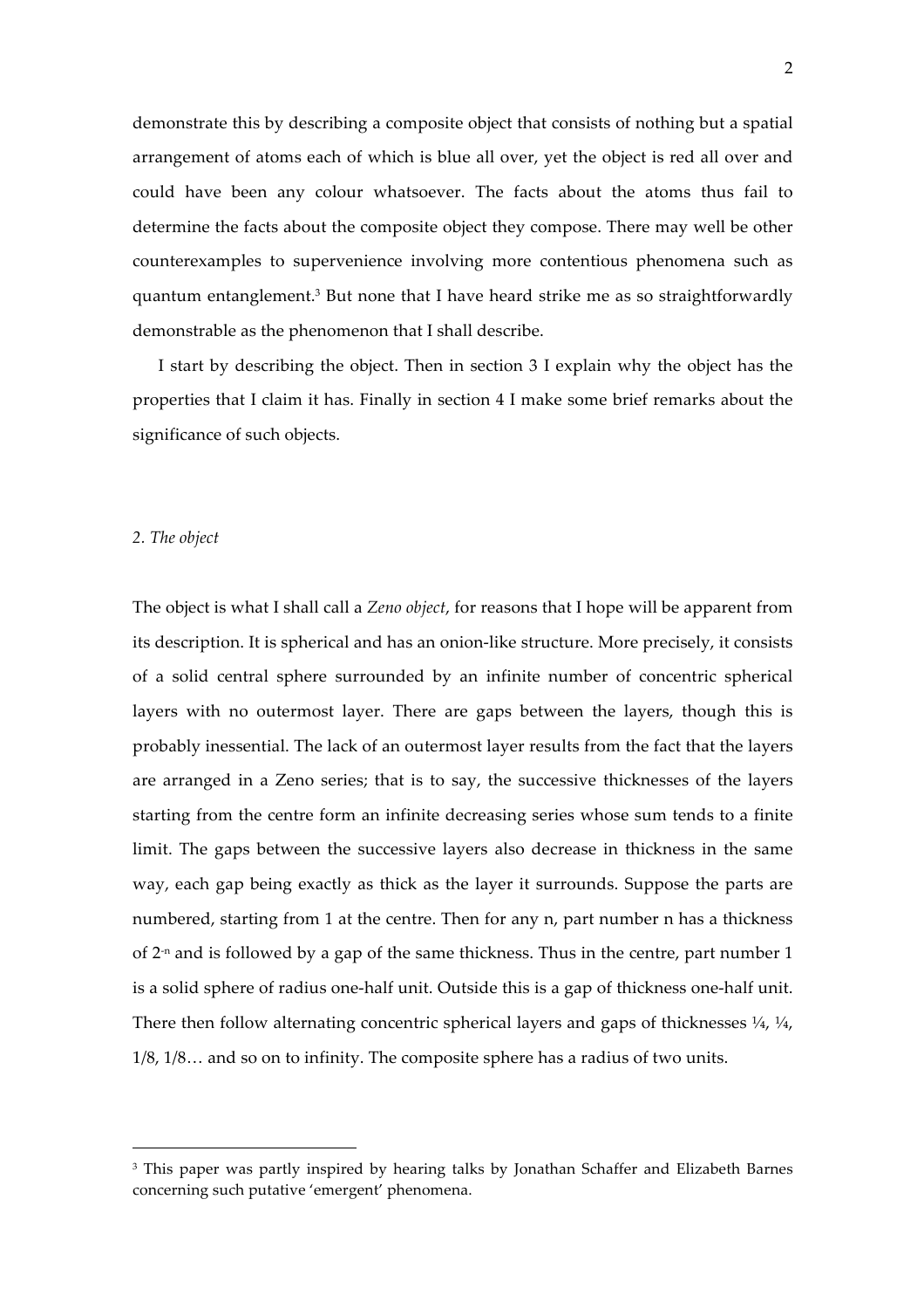demonstrate this by describing a composite object that consists of nothing but a spatial arrangement of atoms each of which is blue all over, yet the object is red all over and could have been any colour whatsoever. The facts about the atoms thus fail to determine the facts about the composite object they compose. There may well be other counterexamples to supervenience involving more contentious phenomena such as quantum entanglement.[3] But none that I have heard strike me as so straightforwardly demonstrable as the phenomenon that I shall describe.

I start by describing the object. Then in section 3 I explain why the object has the properties that I claim it has. Finally in section 4 I make some brief remarks about the significance of such objects.

## *2. The object*

The object is what I shall call a *Zeno object*, for reasons that I hope will be apparent from its description. It is spherical and has an onion-like structure. More precisely, it consists of a solid central sphere surrounded by an infinite number of concentric spherical layers with no outermost layer. There are gaps between the layers, though this is probably inessential. The lack of an outermost layer results from the fact that the layers are arranged in a Zeno series; that is to say, the successive thicknesses of the layers starting from the centre form an infinite decreasing series whose sum tends to a finite limit. The gaps between the successive layers also decrease in thickness in the same way, each gap being exactly as thick as the layer it surrounds. Suppose the parts are numbered, starting from 1 at the centre. Then for any n, part number n has a thickness of $2^{-n}$ and is followed by a gap of the same thickness. Thus in the centre, part number 1 is a solid sphere of radius one-half unit. Outside this is a gap of thickness one-half unit. There then follow alternating concentric spherical layers and gaps of thicknesses ¼, ¼, 1/8, 1/8… and so on to infinity. The composite sphere has a radius of two units.

---

[3] This paper was partly inspired by hearing talks by Jonathan Schaffer and Elizabeth Barnes concerning such putative 'emergent' phenomena.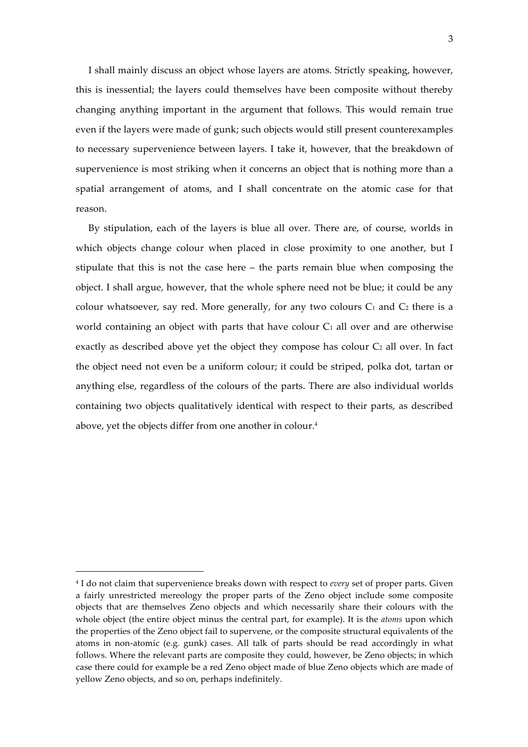I shall mainly discuss an object whose layers are atoms. Strictly speaking, however, this is inessential; the layers could themselves have been composite without thereby changing anything important in the argument that follows. This would remain true even if the layers were made of gunk; such objects would still present counterexamples to necessary supervenience between layers. I take it, however, that the breakdown of supervenience is most striking when it concerns an object that is nothing more than a spatial arrangement of atoms, and I shall concentrate on the atomic case for that reason.

By stipulation, each of the layers is blue all over. There are, of course, worlds in which objects change colour when placed in close proximity to one another, but I stipulate that this is not the case here – the parts remain blue when composing the object. I shall argue, however, that the whole sphere need not be blue; it could be any colour whatsoever, say red. More generally, for any two colours $C_1$ and $C_2$ there is a world containing an object with parts that have colour $C_1$ all over and are otherwise exactly as described above yet the object they compose has colour $C_2$ all over. In fact the object need not even be a uniform colour; it could be striped, polka dot, tartan or anything else, regardless of the colours of the parts. There are also individual worlds containing two objects qualitatively identical with respect to their parts, as described above, yet the objects differ from one another in colour.[4]

---

[4] I do not claim that supervenience breaks down with respect to *every* set of proper parts. Given a fairly unrestricted mereology the proper parts of the Zeno object include some composite objects that are themselves Zeno objects and which necessarily share their colours with the whole object (the entire object minus the central part, for example). It is the *atoms* upon which the properties of the Zeno object fail to supervene, or the composite structural equivalents of the atoms in non-atomic (e.g. gunk) cases. All talk of parts should be read accordingly in what follows. Where the relevant parts are composite they could, however, be Zeno objects; in which case there could for example be a red Zeno object made of blue Zeno objects which are made of yellow Zeno objects, and so on, perhaps indefinitely.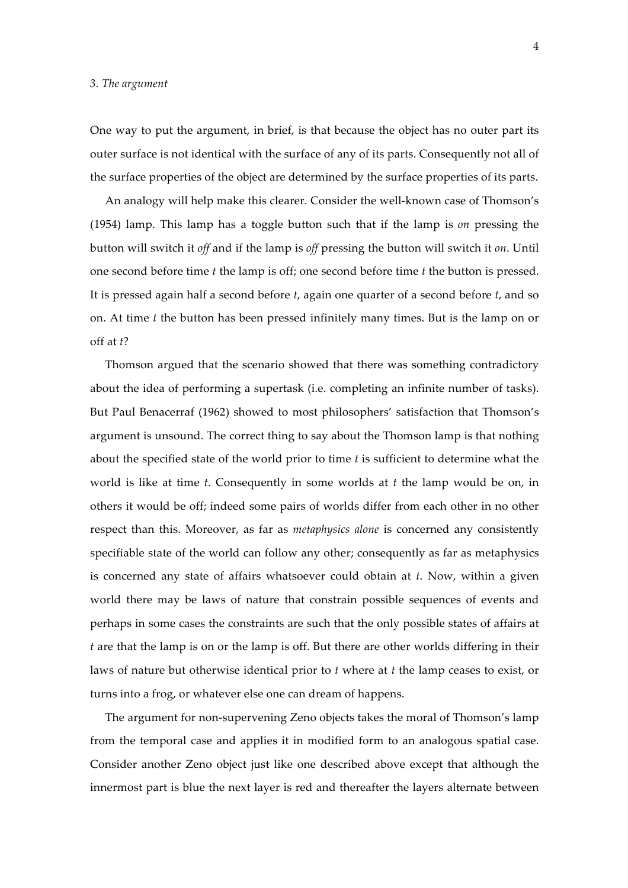*3. The argument*

One way to put the argument, in brief, is that because the object has no outer part its outer surface is not identical with the surface of any of its parts. Consequently not all of the surface properties of the object are determined by the surface properties of its parts.

An analogy will help make this clearer. Consider the well-known case of Thomson's (1954) lamp. This lamp has a toggle button such that if the lamp is *on* pressing the button will switch it *off* and if the lamp is *off* pressing the button will switch it *on*. Until one second before time *t* the lamp is off; one second before time *t* the button is pressed. It is pressed again half a second before *t*, again one quarter of a second before *t*, and so on. At time *t* the button has been pressed infinitely many times. But is the lamp on or off at *t*?

Thomson argued that the scenario showed that there was something contradictory about the idea of performing a supertask (i.e. completing an infinite number of tasks). But Paul Benacerraf (1962) showed to most philosophers' satisfaction that Thomson's argument is unsound. The correct thing to say about the Thomson lamp is that nothing about the specified state of the world prior to time *t* is sufficient to determine what the world is like at time *t*. Consequently in some worlds at *t* the lamp would be on, in others it would be off; indeed some pairs of worlds differ from each other in no other respect than this. Moreover, as far as *metaphysics alone* is concerned any consistently specifiable state of the world can follow any other; consequently as far as metaphysics is concerned any state of affairs whatsoever could obtain at *t*. Now, within a given world there may be laws of nature that constrain possible sequences of events and perhaps in some cases the constraints are such that the only possible states of affairs at *t* are that the lamp is on or the lamp is off. But there are other worlds differing in their laws of nature but otherwise identical prior to *t* where at *t* the lamp ceases to exist, or turns into a frog, or whatever else one can dream of happens.

The argument for non-supervening Zeno objects takes the moral of Thomson's lamp from the temporal case and applies it in modified form to an analogous spatial case. Consider another Zeno object just like one described above except that although the innermost part is blue the next layer is red and thereafter the layers alternate between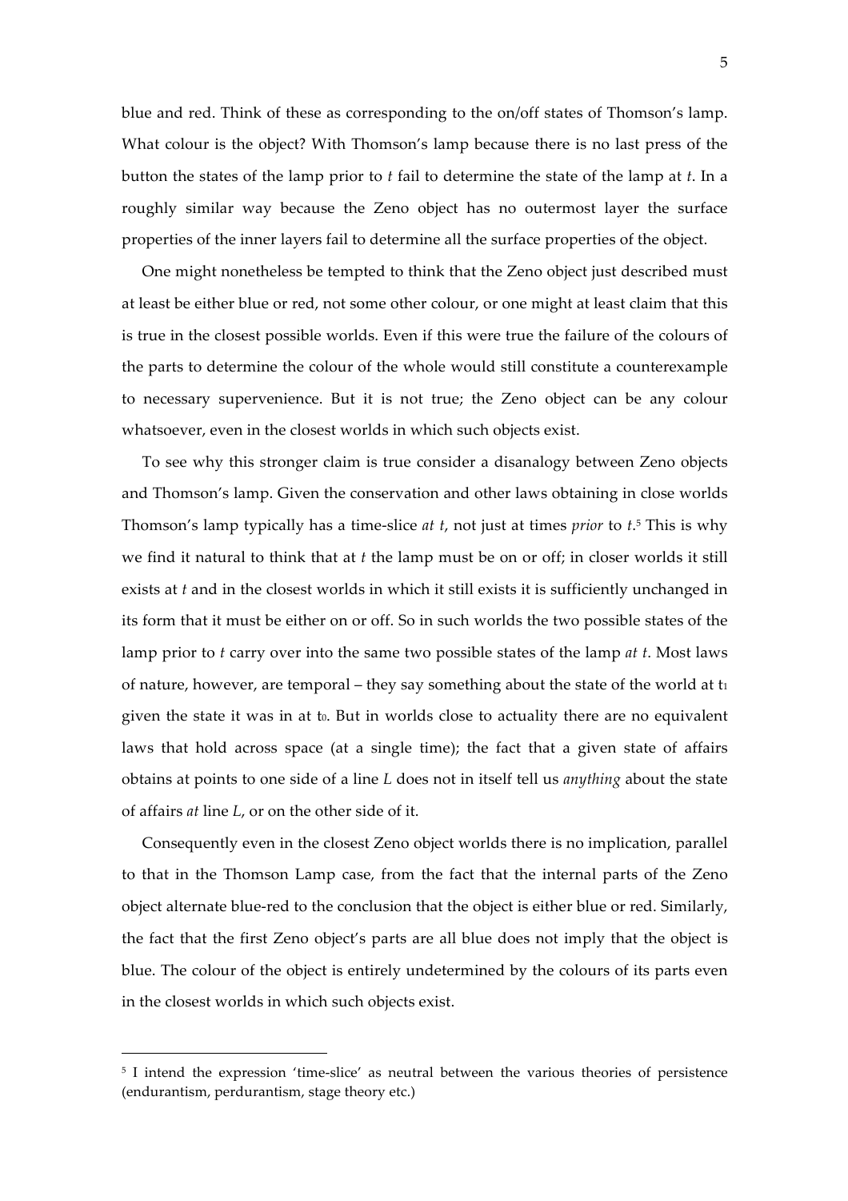blue and red. Think of these as corresponding to the on/off states of Thomson's lamp. What colour is the object? With Thomson's lamp because there is no last press of the button the states of the lamp prior to *t* fail to determine the state of the lamp at *t*. In a roughly similar way because the Zeno object has no outermost layer the surface properties of the inner layers fail to determine all the surface properties of the object.

One might nonetheless be tempted to think that the Zeno object just described must at least be either blue or red, not some other colour, or one might at least claim that this is true in the closest possible worlds. Even if this were true the failure of the colours of the parts to determine the colour of the whole would still constitute a counterexample to necessary supervenience. But it is not true; the Zeno object can be any colour whatsoever, even in the closest worlds in which such objects exist.

To see why this stronger claim is true consider a disanalogy between Zeno objects and Thomson's lamp. Given the conservation and other laws obtaining in close worlds Thomson's lamp typically has a time-slice *at t*, not just at times *prior* to *t*.[5] This is why we find it natural to think that at *t* the lamp must be on or off; in closer worlds it still exists at *t* and in the closest worlds in which it still exists it is sufficiently unchanged in its form that it must be either on or off. So in such worlds the two possible states of the lamp prior to *t* carry over into the same two possible states of the lamp *at t*. Most laws of nature, however, are temporal – they say something about the state of the world at $t_1$ given the state it was in at $t_0$. But in worlds close to actuality there are no equivalent laws that hold across space (at a single time); the fact that a given state of affairs obtains at points to one side of a line *L* does not in itself tell us *anything* about the state of affairs *at* line *L*, or on the other side of it.

Consequently even in the closest Zeno object worlds there is no implication, parallel to that in the Thomson Lamp case, from the fact that the internal parts of the Zeno object alternate blue-red to the conclusion that the object is either blue or red. Similarly, the fact that the first Zeno object's parts are all blue does not imply that the object is blue. The colour of the object is entirely undetermined by the colours of its parts even in the closest worlds in which such objects exist.

---

[5] I intend the expression 'time-slice' as neutral between the various theories of persistence (endurantism, perdurantism, stage theory etc.)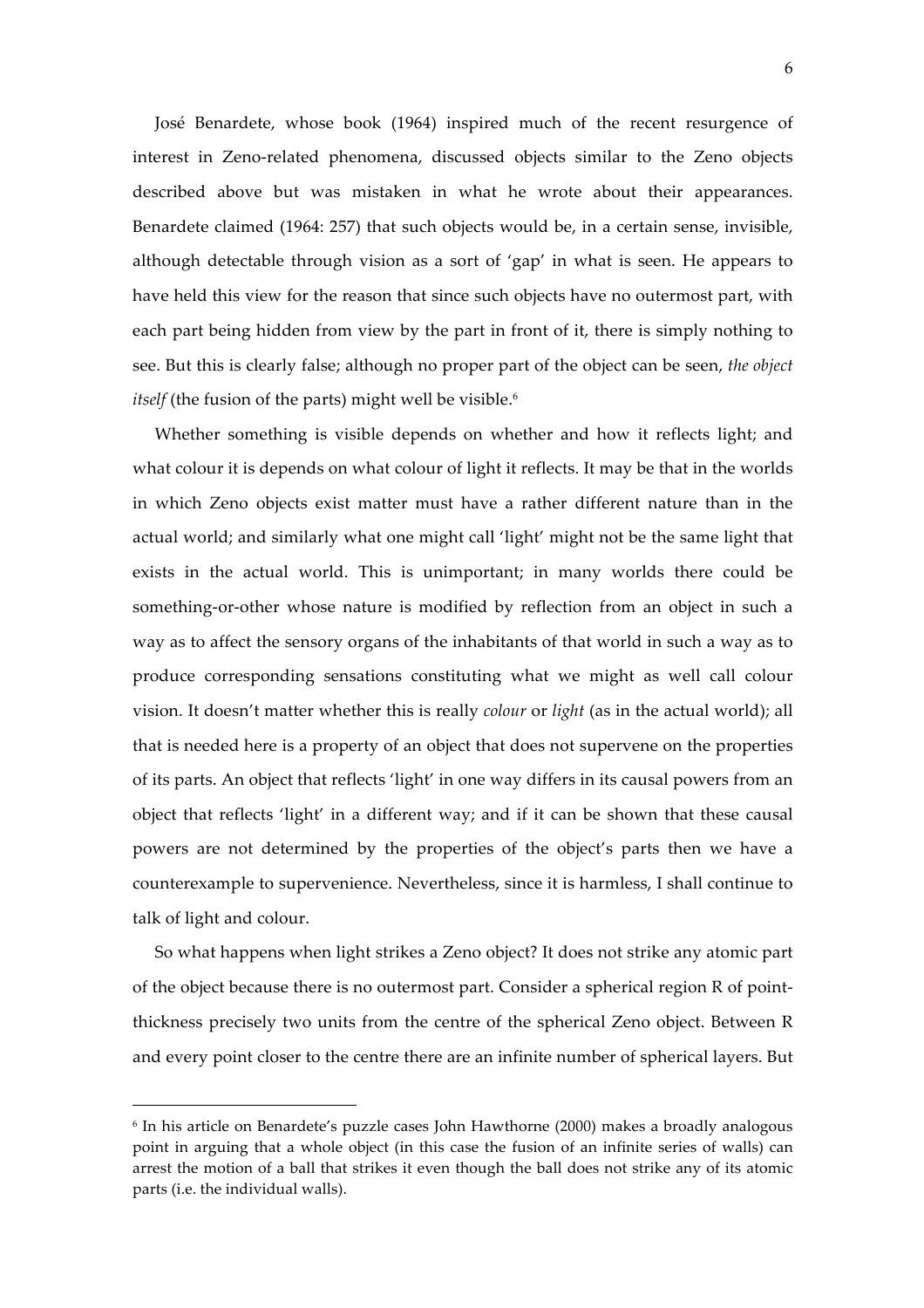José Benardete, whose book (1964) inspired much of the recent resurgence of interest in Zeno-related phenomena, discussed objects similar to the Zeno objects described above but was mistaken in what he wrote about their appearances. Benardete claimed (1964: 257) that such objects would be, in a certain sense, invisible, although detectable through vision as a sort of 'gap' in what is seen. He appears to have held this view for the reason that since such objects have no outermost part, with each part being hidden from view by the part in front of it, there is simply nothing to see. But this is clearly false; although no proper part of the object can be seen, *the object itself* (the fusion of the parts) might well be visible.[6]

Whether something is visible depends on whether and how it reflects light; and what colour it is depends on what colour of light it reflects. It may be that in the worlds in which Zeno objects exist matter must have a rather different nature than in the actual world; and similarly what one might call 'light' might not be the same light that exists in the actual world. This is unimportant; in many worlds there could be something-or-other whose nature is modified by reflection from an object in such a way as to affect the sensory organs of the inhabitants of that world in such a way as to produce corresponding sensations constituting what we might as well call colour vision. It doesn't matter whether this is really *colour* or *light* (as in the actual world); all that is needed here is a property of an object that does not supervene on the properties of its parts. An object that reflects 'light' in one way differs in its causal powers from an object that reflects 'light' in a different way; and if it can be shown that these causal powers are not determined by the properties of the object's parts then we have a counterexample to supervenience. Nevertheless, since it is harmless, I shall continue to talk of light and colour.

So what happens when light strikes a Zeno object? It does not strike any atomic part of the object because there is no outermost part. Consider a spherical region R of point-thickness precisely two units from the centre of the spherical Zeno object. Between R and every point closer to the centre there are an infinite number of spherical layers. But

---

[6] In his article on Benardete's puzzle cases John Hawthorne (2000) makes a broadly analogous point in arguing that a whole object (in this case the fusion of an infinite series of walls) can arrest the motion of a ball that strikes it even though the ball does not strike any of its atomic parts (i.e. the individual walls).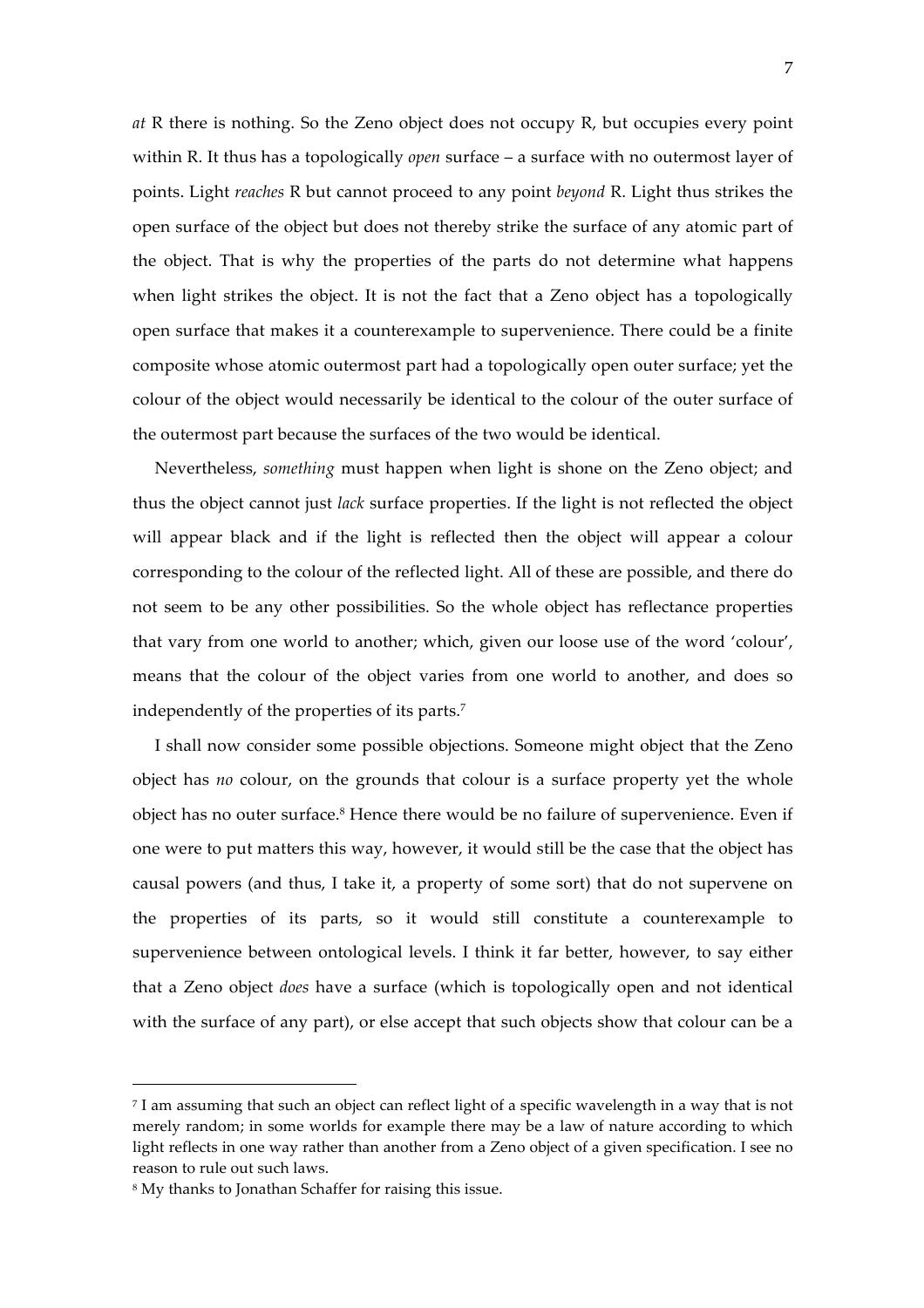*at* R there is nothing. So the Zeno object does not occupy R, but occupies every point within R. It thus has a topologically *open* surface – a surface with no outermost layer of points. Light *reaches* R but cannot proceed to any point *beyond* R. Light thus strikes the open surface of the object but does not thereby strike the surface of any atomic part of the object. That is why the properties of the parts do not determine what happens when light strikes the object. It is not the fact that a Zeno object has a topologically open surface that makes it a counterexample to supervenience. There could be a finite composite whose atomic outermost part had a topologically open outer surface; yet the colour of the object would necessarily be identical to the colour of the outer surface of the outermost part because the surfaces of the two would be identical.

Nevertheless, *something* must happen when light is shone on the Zeno object; and thus the object cannot just *lack* surface properties. If the light is not reflected the object will appear black and if the light is reflected then the object will appear a colour corresponding to the colour of the reflected light. All of these are possible, and there do not seem to be any other possibilities. So the whole object has reflectance properties that vary from one world to another; which, given our loose use of the word 'colour', means that the colour of the object varies from one world to another, and does so independently of the properties of its parts.[7]

I shall now consider some possible objections. Someone might object that the Zeno object has *no* colour, on the grounds that colour is a surface property yet the whole object has no outer surface.[8] Hence there would be no failure of supervenience. Even if one were to put matters this way, however, it would still be the case that the object has causal powers (and thus, I take it, a property of some sort) that do not supervene on the properties of its parts, so it would still constitute a counterexample to supervenience between ontological levels. I think it far better, however, to say either that a Zeno object *does* have a surface (which is topologically open and not identical with the surface of any part), or else accept that such objects show that colour can be a

---

[7] I am assuming that such an object can reflect light of a specific wavelength in a way that is not merely random; in some worlds for example there may be a law of nature according to which light reflects in one way rather than another from a Zeno object of a given specification. I see no reason to rule out such laws.

[8] My thanks to Jonathan Schaffer for raising this issue.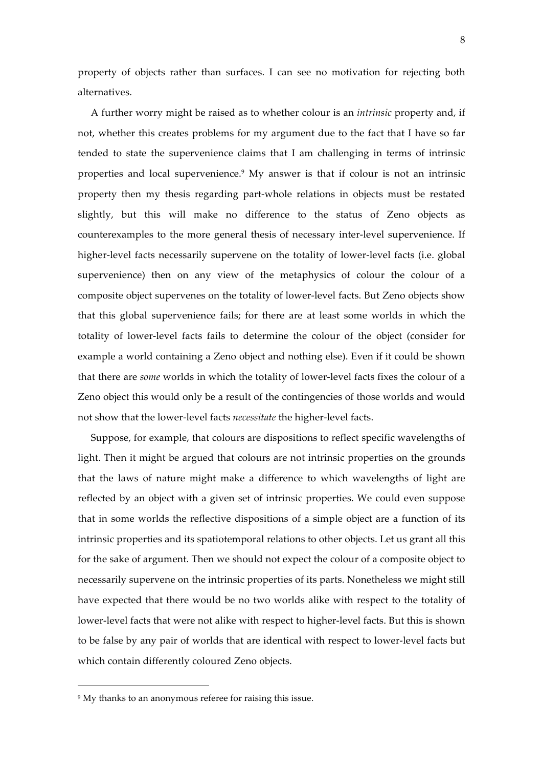property of objects rather than surfaces. I can see no motivation for rejecting both alternatives.

A further worry might be raised as to whether colour is an *intrinsic* property and, if not, whether this creates problems for my argument due to the fact that I have so far tended to state the supervenience claims that I am challenging in terms of intrinsic properties and local supervenience.[9] My answer is that if colour is not an intrinsic property then my thesis regarding part-whole relations in objects must be restated slightly, but this will make no difference to the status of Zeno objects as counterexamples to the more general thesis of necessary inter-level supervenience. If higher-level facts necessarily supervene on the totality of lower-level facts (i.e. global supervenience) then on any view of the metaphysics of colour the colour of a composite object supervenes on the totality of lower-level facts. But Zeno objects show that this global supervenience fails; for there are at least some worlds in which the totality of lower-level facts fails to determine the colour of the object (consider for example a world containing a Zeno object and nothing else). Even if it could be shown that there are *some* worlds in which the totality of lower-level facts fixes the colour of a Zeno object this would only be a result of the contingencies of those worlds and would not show that the lower-level facts *necessitate* the higher-level facts.

Suppose, for example, that colours are dispositions to reflect specific wavelengths of light. Then it might be argued that colours are not intrinsic properties on the grounds that the laws of nature might make a difference to which wavelengths of light are reflected by an object with a given set of intrinsic properties. We could even suppose that in some worlds the reflective dispositions of a simple object are a function of its intrinsic properties and its spatiotemporal relations to other objects. Let us grant all this for the sake of argument. Then we should not expect the colour of a composite object to necessarily supervene on the intrinsic properties of its parts. Nonetheless we might still have expected that there would be no two worlds alike with respect to the totality of lower-level facts that were not alike with respect to higher-level facts. But this is shown to be false by any pair of worlds that are identical with respect to lower-level facts but which contain differently coloured Zeno objects.

[9] My thanks to an anonymous referee for raising this issue.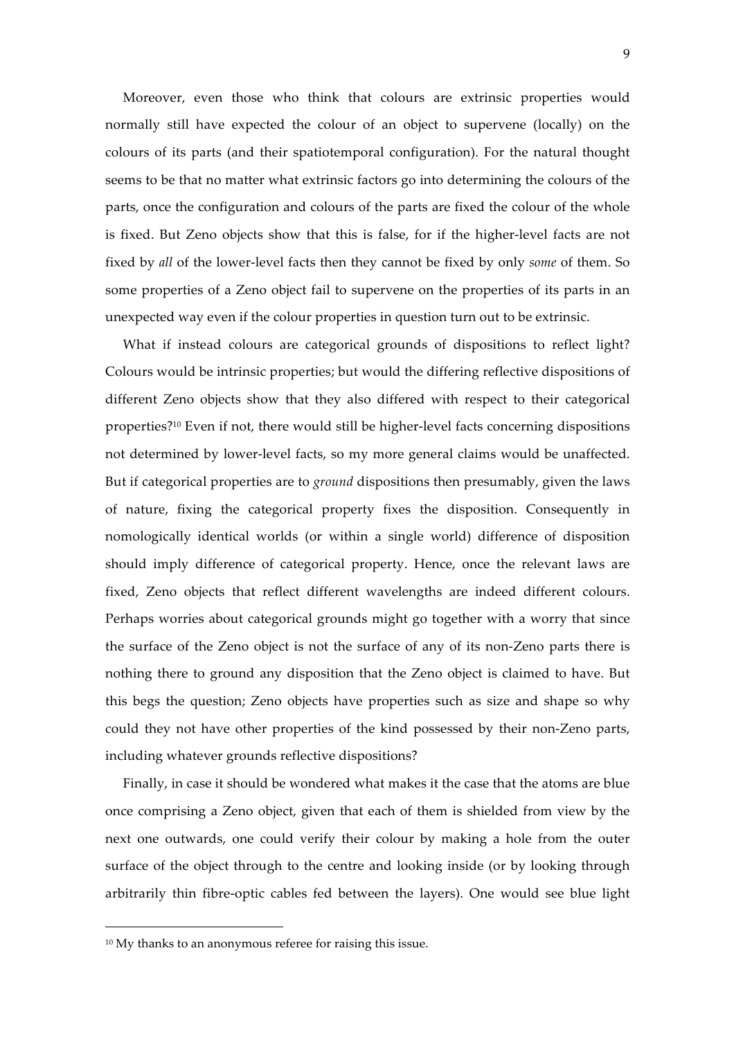Moreover, even those who think that colours are extrinsic properties would normally still have expected the colour of an object to supervene (locally) on the colours of its parts (and their spatiotemporal configuration). For the natural thought seems to be that no matter what extrinsic factors go into determining the colours of the parts, once the configuration and colours of the parts are fixed the colour of the whole is fixed. But Zeno objects show that this is false, for if the higher-level facts are not fixed by *all* of the lower-level facts then they cannot be fixed by only *some* of them. So some properties of a Zeno object fail to supervene on the properties of its parts in an unexpected way even if the colour properties in question turn out to be extrinsic.

What if instead colours are categorical grounds of dispositions to reflect light? Colours would be intrinsic properties; but would the differing reflective dispositions of different Zeno objects show that they also differed with respect to their categorical properties?[10] Even if not, there would still be higher-level facts concerning dispositions not determined by lower-level facts, so my more general claims would be unaffected. But if categorical properties are to *ground* dispositions then presumably, given the laws of nature, fixing the categorical property fixes the disposition. Consequently in nomologically identical worlds (or within a single world) difference of disposition should imply difference of categorical property. Hence, once the relevant laws are fixed, Zeno objects that reflect different wavelengths are indeed different colours. Perhaps worries about categorical grounds might go together with a worry that since the surface of the Zeno object is not the surface of any of its non-Zeno parts there is nothing there to ground any disposition that the Zeno object is claimed to have. But this begs the question; Zeno objects have properties such as size and shape so why could they not have other properties of the kind possessed by their non-Zeno parts, including whatever grounds reflective dispositions?

Finally, in case it should be wondered what makes it the case that the atoms are blue once comprising a Zeno object, given that each of them is shielded from view by the next one outwards, one could verify their colour by making a hole from the outer surface of the object through to the centre and looking inside (or by looking through arbitrarily thin fibre-optic cables fed between the layers). One would see blue light

[10] My thanks to an anonymous referee for raising this issue.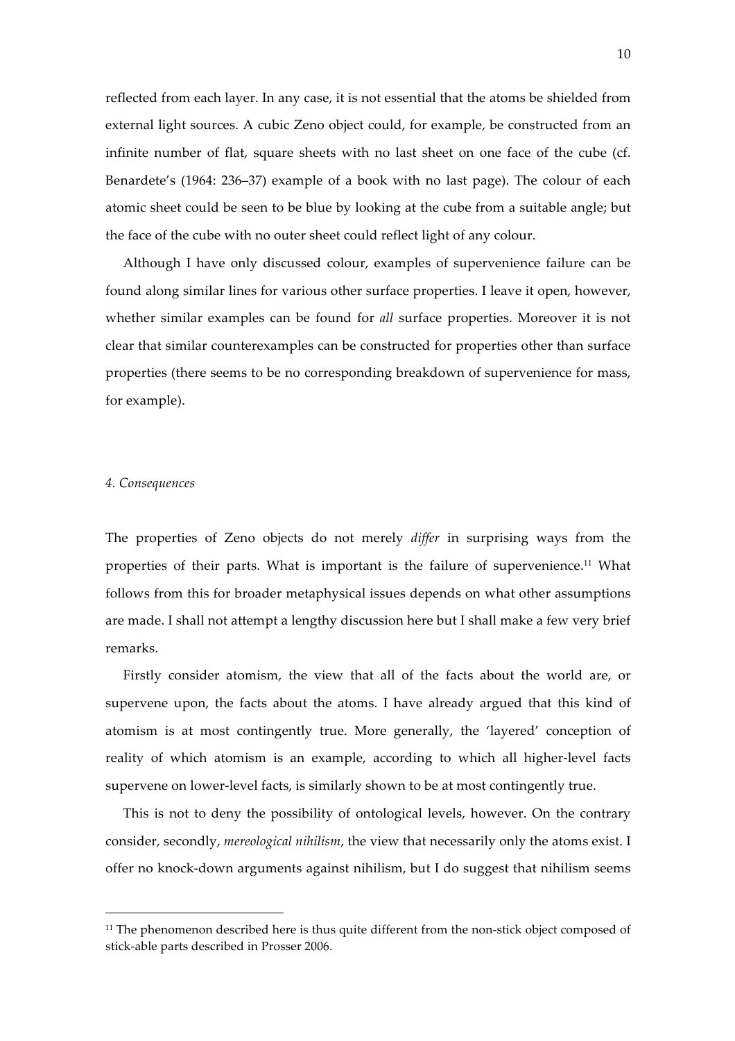reflected from each layer. In any case, it is not essential that the atoms be shielded from external light sources. A cubic Zeno object could, for example, be constructed from an infinite number of flat, square sheets with no last sheet on one face of the cube (cf. Benardete's (1964: 236–37) example of a book with no last page). The colour of each atomic sheet could be seen to be blue by looking at the cube from a suitable angle; but the face of the cube with no outer sheet could reflect light of any colour.

Although I have only discussed colour, examples of supervenience failure can be found along similar lines for various other surface properties. I leave it open, however, whether similar examples can be found for *all* surface properties. Moreover it is not clear that similar counterexamples can be constructed for properties other than surface properties (there seems to be no corresponding breakdown of supervenience for mass, for example).

## *4. Consequences*

The properties of Zeno objects do not merely *differ* in surprising ways from the properties of their parts. What is important is the failure of supervenience.[11] What follows from this for broader metaphysical issues depends on what other assumptions are made. I shall not attempt a lengthy discussion here but I shall make a few very brief remarks.

Firstly consider atomism, the view that all of the facts about the world are, or supervene upon, the facts about the atoms. I have already argued that this kind of atomism is at most contingently true. More generally, the 'layered' conception of reality of which atomism is an example, according to which all higher-level facts supervene on lower-level facts, is similarly shown to be at most contingently true.

This is not to deny the possibility of ontological levels, however. On the contrary consider, secondly, *mereological nihilism*, the view that necessarily only the atoms exist. I offer no knock-down arguments against nihilism, but I do suggest that nihilism seems

---

[11] The phenomenon described here is thus quite different from the non-stick object composed of stick-able parts described in Prosser 2006.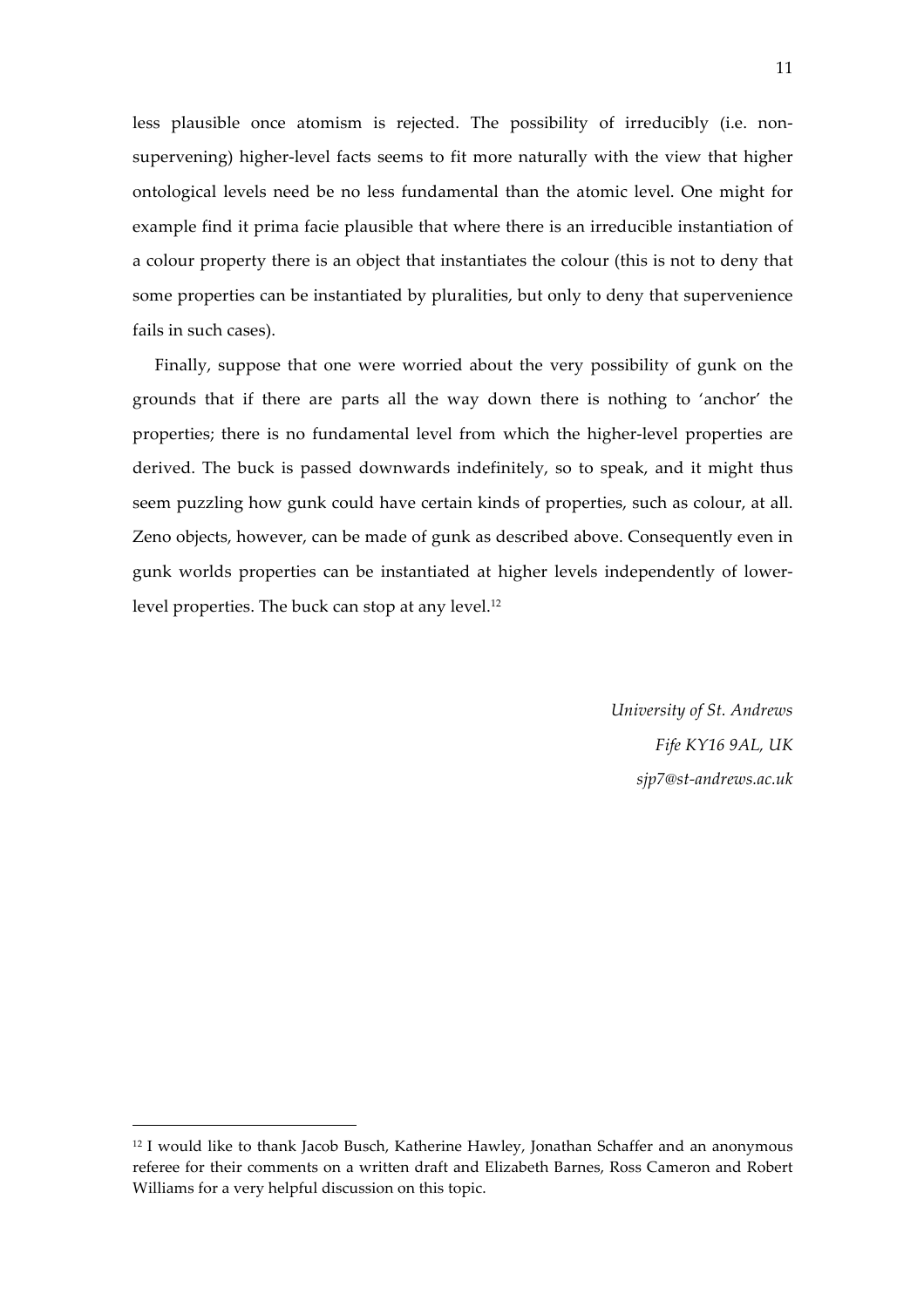less plausible once atomism is rejected. The possibility of irreducibly (i.e. non-supervening) higher-level facts seems to fit more naturally with the view that higher ontological levels need be no less fundamental than the atomic level. One might for example find it prima facie plausible that where there is an irreducible instantiation of a colour property there is an object that instantiates the colour (this is not to deny that some properties can be instantiated by pluralities, but only to deny that supervenience fails in such cases).

Finally, suppose that one were worried about the very possibility of gunk on the grounds that if there are parts all the way down there is nothing to 'anchor' the properties; there is no fundamental level from which the higher-level properties are derived. The buck is passed downwards indefinitely, so to speak, and it might thus seem puzzling how gunk could have certain kinds of properties, such as colour, at all. Zeno objects, however, can be made of gunk as described above. Consequently even in gunk worlds properties can be instantiated at higher levels independently of lower-level properties. The buck can stop at any level.[12]

*University of St. Andrews*  
*Fife KY16 9AL, UK*  
*sjp7@st-andrews.ac.uk*

---

[12] I would like to thank Jacob Busch, Katherine Hawley, Jonathan Schaffer and an anonymous referee for their comments on a written draft and Elizabeth Barnes, Ross Cameron and Robert Williams for a very helpful discussion on this topic.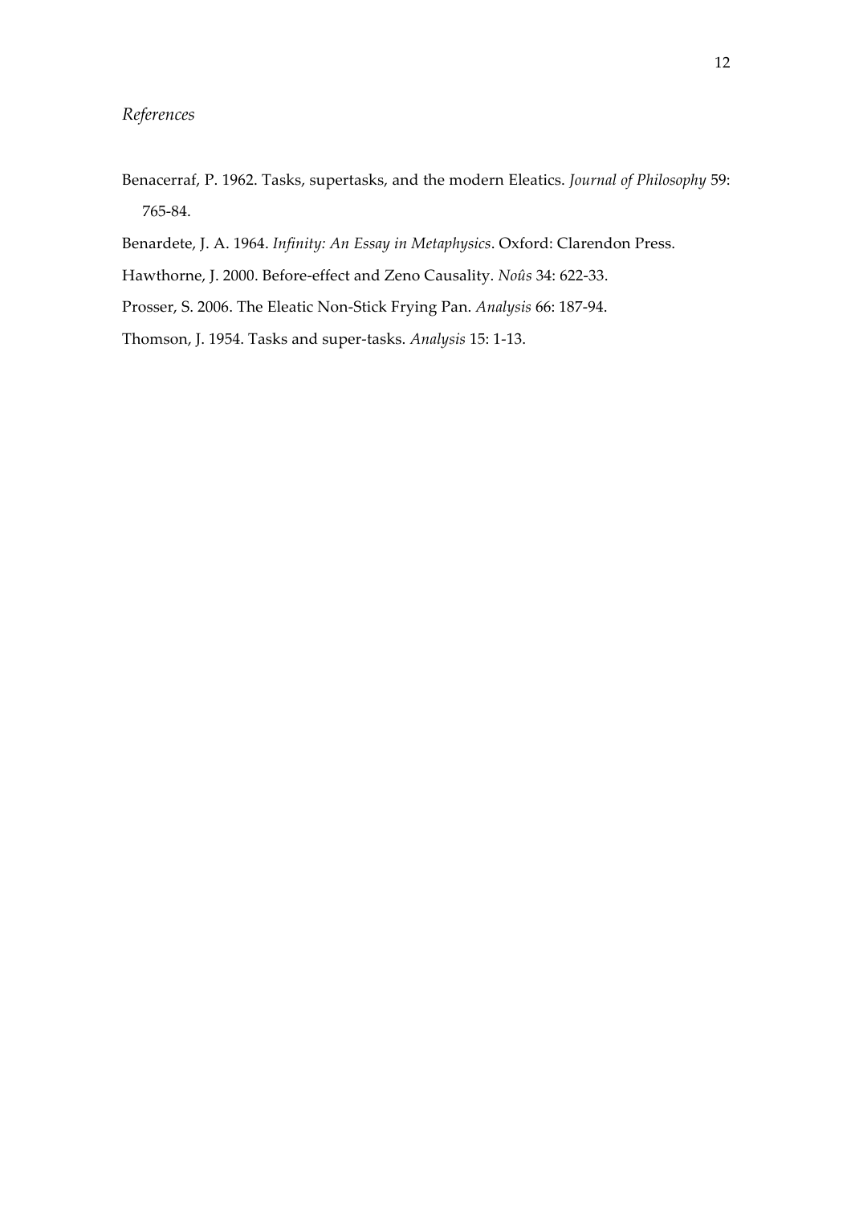*References*

Benacerraf, P. 1962. Tasks, supertasks, and the modern Eleatics. *Journal of Philosophy* 59: 765-84.

Benardete, J. A. 1964. *Infinity: An Essay in Metaphysics*. Oxford: Clarendon Press.

Hawthorne, J. 2000. Before-effect and Zeno Causality. *Noûs* 34: 622-33.

Prosser, S. 2006. The Eleatic Non-Stick Frying Pan. *Analysis* 66: 187-94.

Thomson, J. 1954. Tasks and super-tasks. *Analysis* 15: 1-13.